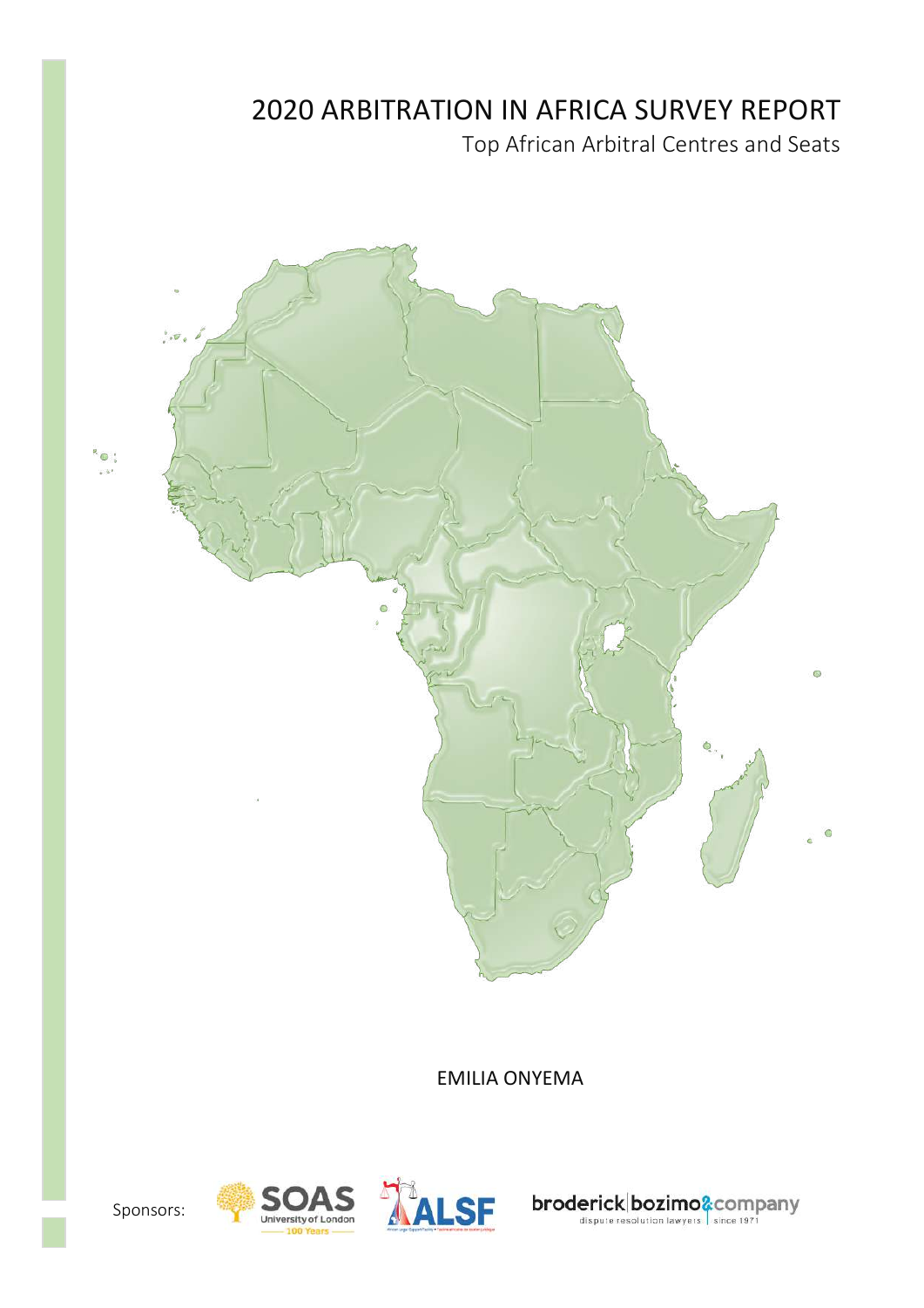# 2020 ARBITRATION IN AFRICA SURVEY REPORT

## Top African Arbitral Centres and Seats

EMILIA ONYEMA

Sponsors: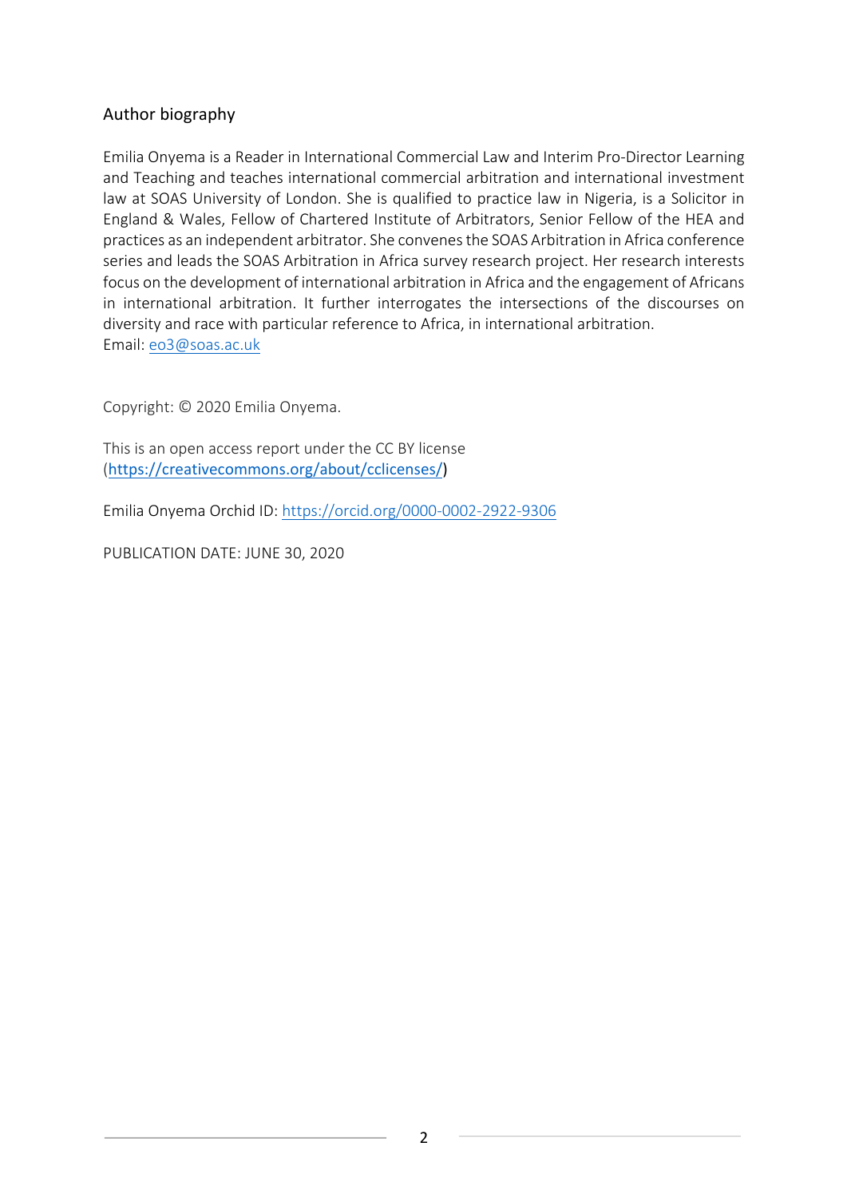## Author biography

Emilia Onyema is a Reader in International Commercial Law and Interim Pro-Director Learning and Teaching and teaches international commercial arbitration and international investment law at SOAS University of London. She is qualified to practice law in Nigeria, is a Solicitor in England & Wales, Fellow of Chartered Institute of Arbitrators, Senior Fellow of the HEA and practices as an independent arbitrator. She convenes the SOAS Arbitration in Africa conference series and leads the SOAS Arbitration in Africa survey research project. Her research interests focus on the development of international arbitration in Africa and the engagement of Africans in international arbitration. It further interrogates the intersections of the discourses on diversity and race with particular reference to Africa, in international arbitration.
Email: [eo3@soas.ac.uk](mailto:eo3@soas.ac.uk)

Copyright: © 2020 Emilia Onyema.

This is an open access report under the CC BY license (https://creativecommons.org/about/cclicenses/)

Emilia Onyema Orchid ID: https://orcid.org/0000-0002-2922-9306

PUBLICATION DATE: JUNE 30, 2020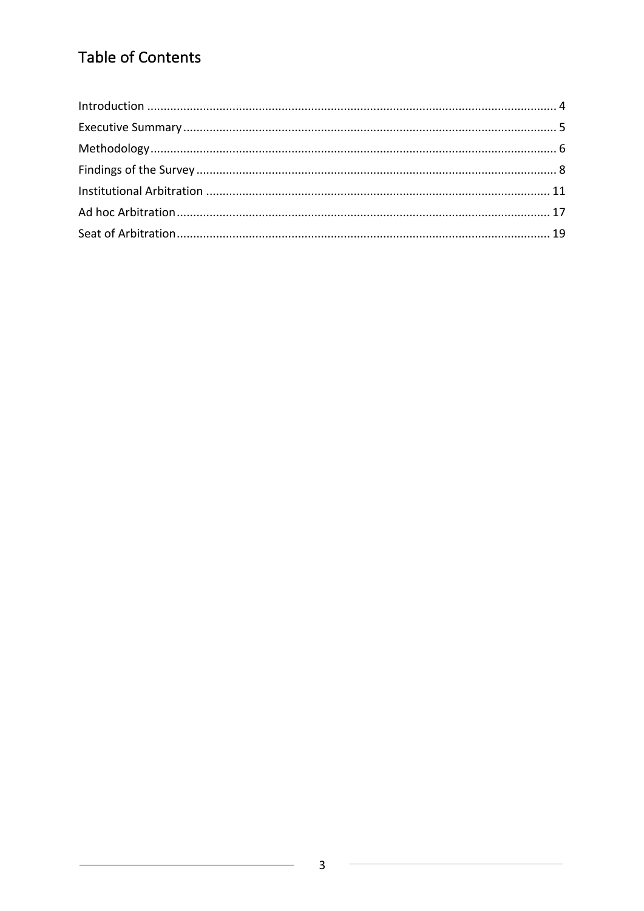# Table of Contents

Introduction ........................................................................................................................ 4

Executive Summary ............................................................................................................. 5

Methodology ....................................................................................................................... 6

Findings of the Survey ......................................................................................................... 8

Institutional Arbitration .................................................................................................... 11

Ad hoc Arbitration ............................................................................................................. 17

Seat of Arbitration ............................................................................................................. 19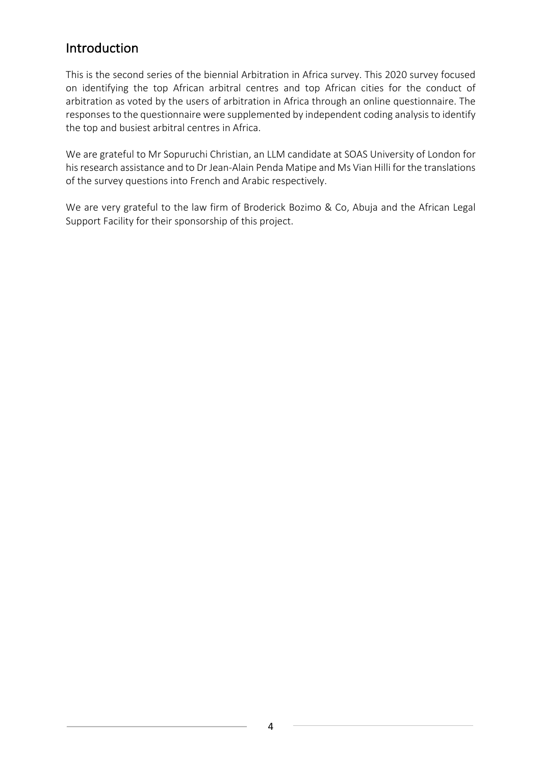## Introduction

This is the second series of the biennial Arbitration in Africa survey. This 2020 survey focused on identifying the top African arbitral centres and top African cities for the conduct of arbitration as voted by the users of arbitration in Africa through an online questionnaire. The responses to the questionnaire were supplemented by independent coding analysis to identify the top and busiest arbitral centres in Africa.

We are grateful to Mr Sopuruchi Christian, an LLM candidate at SOAS University of London for his research assistance and to Dr Jean-Alain Penda Matipe and Ms Vian Hilli for the translations of the survey questions into French and Arabic respectively.

We are very grateful to the law firm of Broderick Bozimo & Co, Abuja and the African Legal Support Facility for their sponsorship of this project.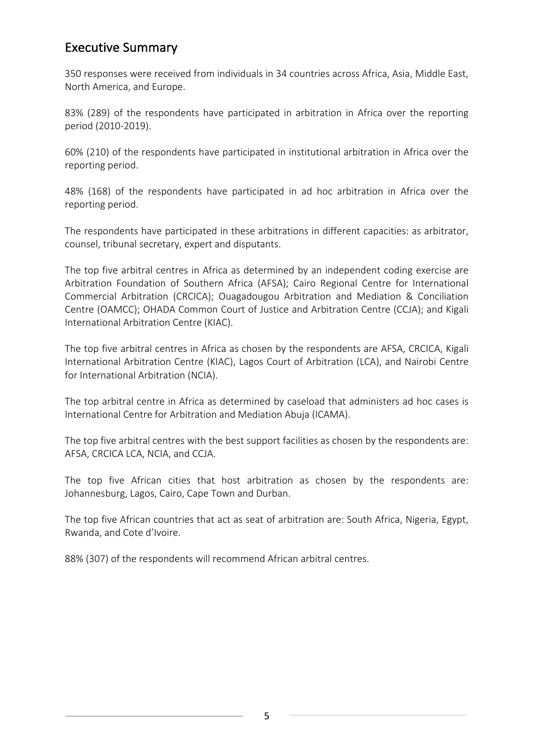## Executive Summary

350 responses were received from individuals in 34 countries across Africa, Asia, Middle East, North America, and Europe.

83% (289) of the respondents have participated in arbitration in Africa over the reporting period (2010-2019).

60% (210) of the respondents have participated in institutional arbitration in Africa over the reporting period.

48% (168) of the respondents have participated in ad hoc arbitration in Africa over the reporting period.

The respondents have participated in these arbitrations in different capacities: as arbitrator, counsel, tribunal secretary, expert and disputants.

The top five arbitral centres in Africa as determined by an independent coding exercise are Arbitration Foundation of Southern Africa (AFSA); Cairo Regional Centre for International Commercial Arbitration (CRCICA); Ouagadougou Arbitration and Mediation & Conciliation Centre (OAMCC); OHADA Common Court of Justice and Arbitration Centre (CCJA); and Kigali International Arbitration Centre (KIAC).

The top five arbitral centres in Africa as chosen by the respondents are AFSA, CRCICA, Kigali International Arbitration Centre (KIAC), Lagos Court of Arbitration (LCA), and Nairobi Centre for International Arbitration (NCIA).

The top arbitral centre in Africa as determined by caseload that administers ad hoc cases is International Centre for Arbitration and Mediation Abuja (ICAMA).

The top five arbitral centres with the best support facilities as chosen by the respondents are: AFSA, CRCICA LCA, NCIA, and CCJA.

The top five African cities that host arbitration as chosen by the respondents are: Johannesburg, Lagos, Cairo, Cape Town and Durban.

The top five African countries that act as seat of arbitration are: South Africa, Nigeria, Egypt, Rwanda, and Cote d'Ivoire.

88% (307) of the respondents will recommend African arbitral centres.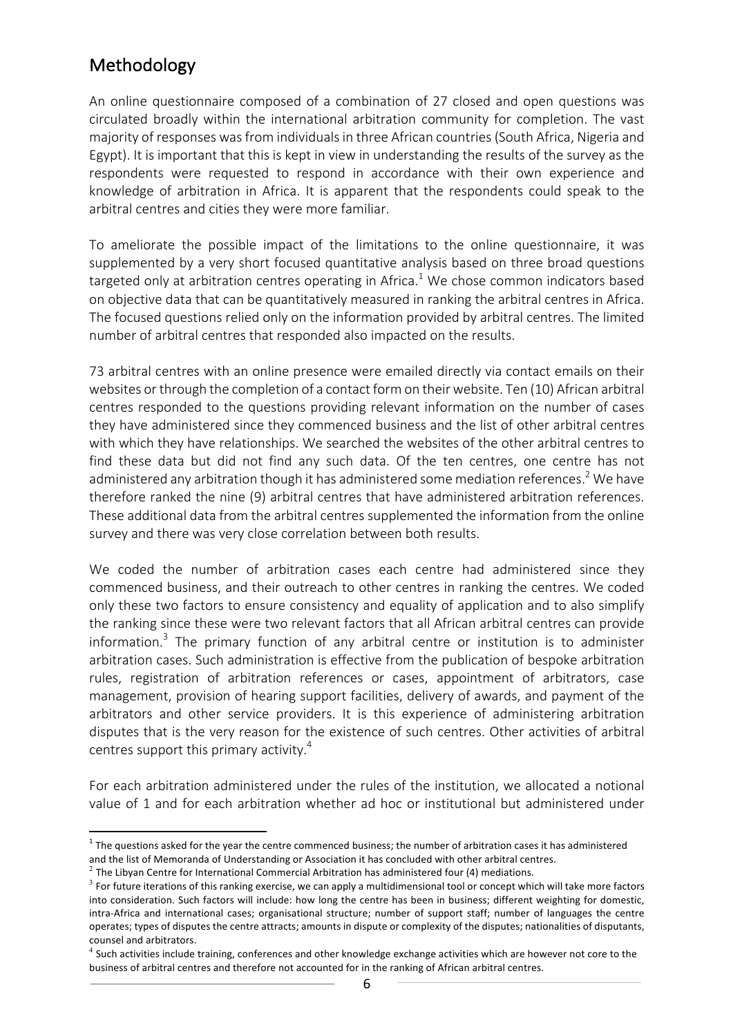## Methodology

An online questionnaire composed of a combination of 27 closed and open questions was circulated broadly within the international arbitration community for completion. The vast majority of responses was from individuals in three African countries (South Africa, Nigeria and Egypt). It is important that this is kept in view in understanding the results of the survey as the respondents were requested to respond in accordance with their own experience and knowledge of arbitration in Africa. It is apparent that the respondents could speak to the arbitral centres and cities they were more familiar.

To ameliorate the possible impact of the limitations to the online questionnaire, it was supplemented by a very short focused quantitative analysis based on three broad questions targeted only at arbitration centres operating in Africa.[1] We chose common indicators based on objective data that can be quantitatively measured in ranking the arbitral centres in Africa. The focused questions relied only on the information provided by arbitral centres. The limited number of arbitral centres that responded also impacted on the results.

73 arbitral centres with an online presence were emailed directly via contact emails on their websites or through the completion of a contact form on their website. Ten (10) African arbitral centres responded to the questions providing relevant information on the number of cases they have administered since they commenced business and the list of other arbitral centres with which they have relationships. We searched the websites of the other arbitral centres to find these data but did not find any such data. Of the ten centres, one centre has not administered any arbitration though it has administered some mediation references.[2] We have therefore ranked the nine (9) arbitral centres that have administered arbitration references. These additional data from the arbitral centres supplemented the information from the online survey and there was very close correlation between both results.

We coded the number of arbitration cases each centre had administered since they commenced business, and their outreach to other centres in ranking the centres. We coded only these two factors to ensure consistency and equality of application and to also simplify the ranking since these were two relevant factors that all African arbitral centres can provide information.[3] The primary function of any arbitral centre or institution is to administer arbitration cases. Such administration is effective from the publication of bespoke arbitration rules, registration of arbitration references or cases, appointment of arbitrators, case management, provision of hearing support facilities, delivery of awards, and payment of the arbitrators and other service providers. It is this experience of administering arbitration disputes that is the very reason for the existence of such centres. Other activities of arbitral centres support this primary activity.[4]

For each arbitration administered under the rules of the institution, we allocated a notional value of 1 and for each arbitration whether ad hoc or institutional but administered under

---

[1] The questions asked for the year the centre commenced business; the number of arbitration cases it has administered and the list of Memoranda of Understanding or Association it has concluded with other arbitral centres.

[2] The Libyan Centre for International Commercial Arbitration has administered four (4) mediations.

[3] For future iterations of this ranking exercise, we can apply a multidimensional tool or concept which will take more factors into consideration. Such factors will include: how long the centre has been in business; different weighting for domestic, intra-Africa and international cases; organisational structure; number of support staff; number of languages the centre operates; types of disputes the centre attracts; amounts in dispute or complexity of the disputes; nationalities of disputants, counsel and arbitrators.

[4] Such activities include training, conferences and other knowledge exchange activities which are however not core to the business of arbitral centres and therefore not accounted for in the ranking of African arbitral centres.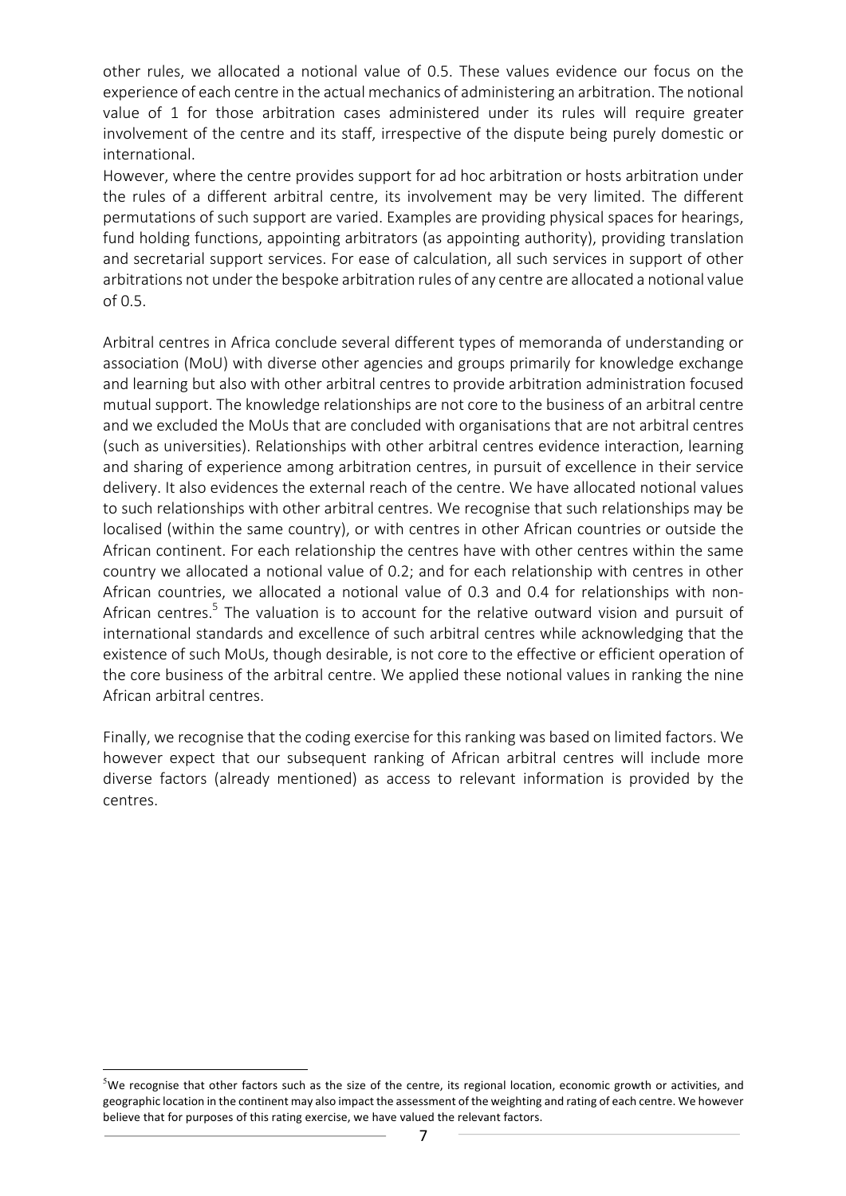other rules, we allocated a notional value of 0.5. These values evidence our focus on the experience of each centre in the actual mechanics of administering an arbitration. The notional value of 1 for those arbitration cases administered under its rules will require greater involvement of the centre and its staff, irrespective of the dispute being purely domestic or international.

However, where the centre provides support for ad hoc arbitration or hosts arbitration under the rules of a different arbitral centre, its involvement may be very limited. The different permutations of such support are varied. Examples are providing physical spaces for hearings, fund holding functions, appointing arbitrators (as appointing authority), providing translation and secretarial support services. For ease of calculation, all such services in support of other arbitrations not under the bespoke arbitration rules of any centre are allocated a notional value of 0.5.

Arbitral centres in Africa conclude several different types of memoranda of understanding or association (MoU) with diverse other agencies and groups primarily for knowledge exchange and learning but also with other arbitral centres to provide arbitration administration focused mutual support. The knowledge relationships are not core to the business of an arbitral centre and we excluded the MoUs that are concluded with organisations that are not arbitral centres (such as universities). Relationships with other arbitral centres evidence interaction, learning and sharing of experience among arbitration centres, in pursuit of excellence in their service delivery. It also evidences the external reach of the centre. We have allocated notional values to such relationships with other arbitral centres. We recognise that such relationships may be localised (within the same country), or with centres in other African countries or outside the African continent. For each relationship the centres have with other centres within the same country we allocated a notional value of 0.2; and for each relationship with centres in other African countries, we allocated a notional value of 0.3 and 0.4 for relationships with non-African centres.[5] The valuation is to account for the relative outward vision and pursuit of international standards and excellence of such arbitral centres while acknowledging that the existence of such MoUs, though desirable, is not core to the effective or efficient operation of the core business of the arbitral centre. We applied these notional values in ranking the nine African arbitral centres.

Finally, we recognise that the coding exercise for this ranking was based on limited factors. We however expect that our subsequent ranking of African arbitral centres will include more diverse factors (already mentioned) as access to relevant information is provided by the centres.

[5] We recognise that other factors such as the size of the centre, its regional location, economic growth or activities, and geographic location in the continent may also impact the assessment of the weighting and rating of each centre. We however believe that for purposes of this rating exercise, we have valued the relevant factors.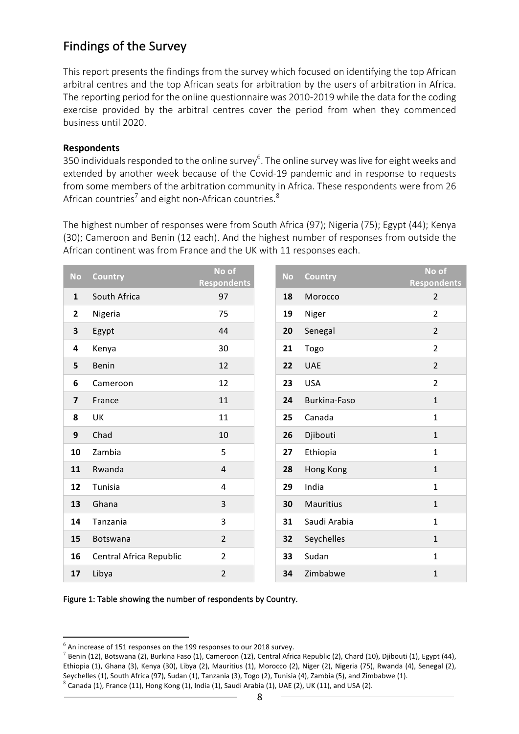## Findings of the Survey

This report presents the findings from the survey which focused on identifying the top African arbitral centres and the top African seats for arbitration by the users of arbitration in Africa. The reporting period for the online questionnaire was 2010-2019 while the data for the coding exercise provided by the arbitral centres cover the period from when they commenced business until 2020.

**Respondents**

350 individuals responded to the online survey[6]. The online survey was live for eight weeks and extended by another week because of the Covid-19 pandemic and in response to requests from some members of the arbitration community in Africa. These respondents were from 26 African countries[7] and eight non-African countries.[8]

The highest number of responses were from South Africa (97); Nigeria (75); Egypt (44); Kenya (30); Cameroon and Benin (12 each). And the highest number of responses from outside the African continent was from France and the UK with 11 responses each.

| No | Country | No of Respondents |
|---|---|---|
| 1 | South Africa | 97 |
| 2 | Nigeria | 75 |
| 3 | Egypt | 44 |
| 4 | Kenya | 30 |
| 5 | Benin | 12 |
| 6 | Cameroon | 12 |
| 7 | France | 11 |
| 8 | UK | 11 |
| 9 | Chad | 10 |
| 10 | Zambia | 5 |
| 11 | Rwanda | 4 |
| 12 | Tunisia | 4 |
| 13 | Ghana | 3 |
| 14 | Tanzania | 3 |
| 15 | Botswana | 2 |
| 16 | Central Africa Republic | 2 |
| 17 | Libya | 2 |
| 18 | Morocco | 2 |
| 19 | Niger | 2 |
| 20 | Senegal | 2 |
| 21 | Togo | 2 |
| 22 | UAE | 2 |
| 23 | USA | 2 |
| 24 | Burkina-Faso | 1 |
| 25 | Canada | 1 |
| 26 | Djibouti | 1 |
| 27 | Ethiopia | 1 |
| 28 | Hong Kong | 1 |
| 29 | India | 1 |
| 30 | Mauritius | 1 |
| 31 | Saudi Arabia | 1 |
| 32 | Seychelles | 1 |
| 33 | Sudan | 1 |
| 34 | Zimbabwe | 1 |

Figure 1: Table showing the number of respondents by Country.

[6] An increase of 151 responses on the 199 responses to our 2018 survey.

[7] Benin (12), Botswana (2), Burkina Faso (1), Cameroon (12), Central Africa Republic (2), Chard (10), Djibouti (1), Egypt (44), Ethiopia (1), Ghana (3), Kenya (30), Libya (2), Mauritius (1), Morocco (2), Niger (2), Nigeria (75), Rwanda (4), Senegal (2), Seychelles (1), South Africa (97), Sudan (1), Tanzania (3), Togo (2), Tunisia (4), Zambia (5), and Zimbabwe (1).

[8] Canada (1), France (11), Hong Kong (1), India (1), Saudi Arabia (1), UAE (2), UK (11), and USA (2).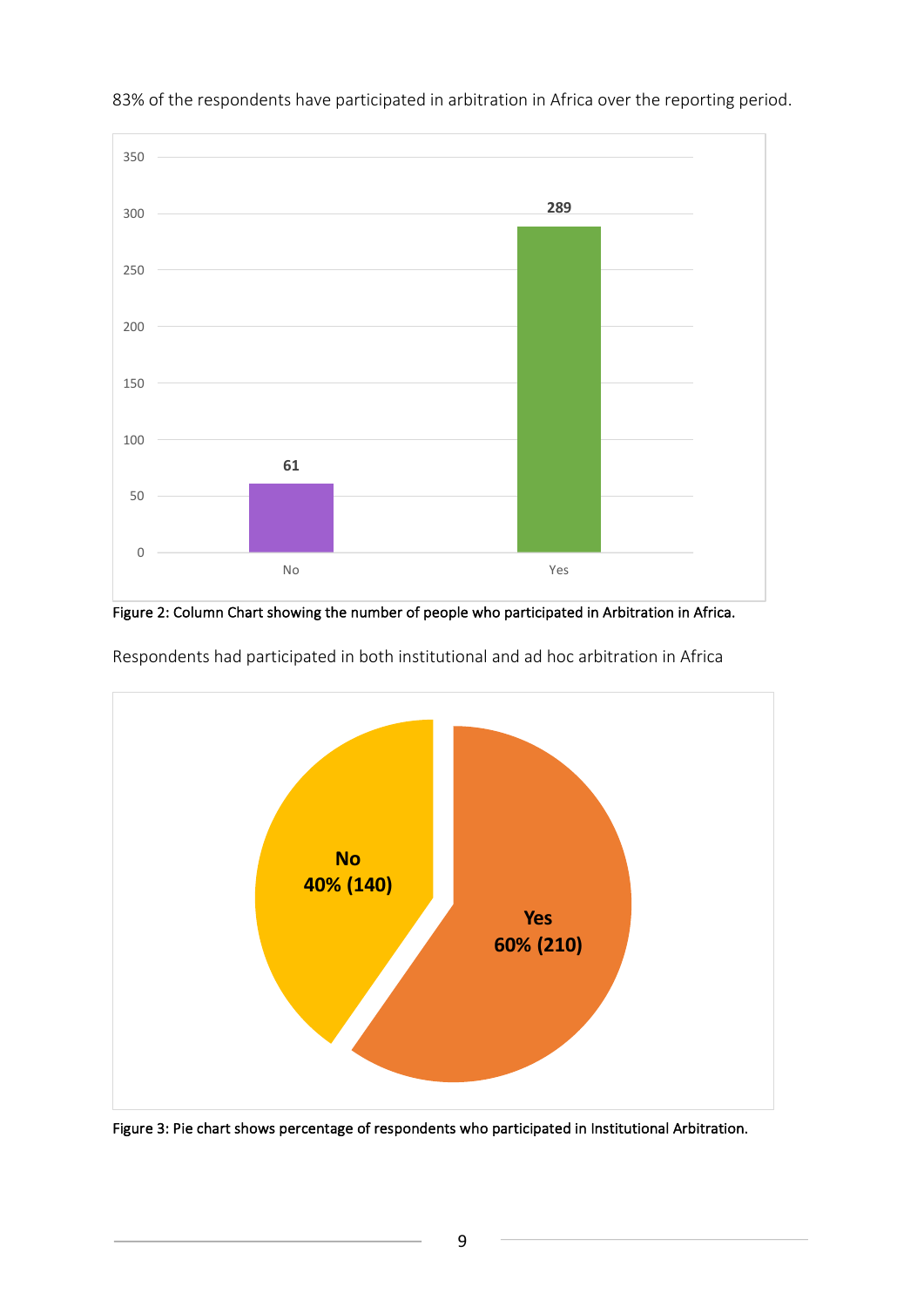83% of the respondents have participated in arbitration in Africa over the reporting period.

Figure 2: Column Chart showing the number of people who participated in Arbitration in Africa.

Respondents had participated in both institutional and ad hoc arbitration in Africa

Figure 3: Pie chart shows percentage of respondents who participated in Institutional Arbitration.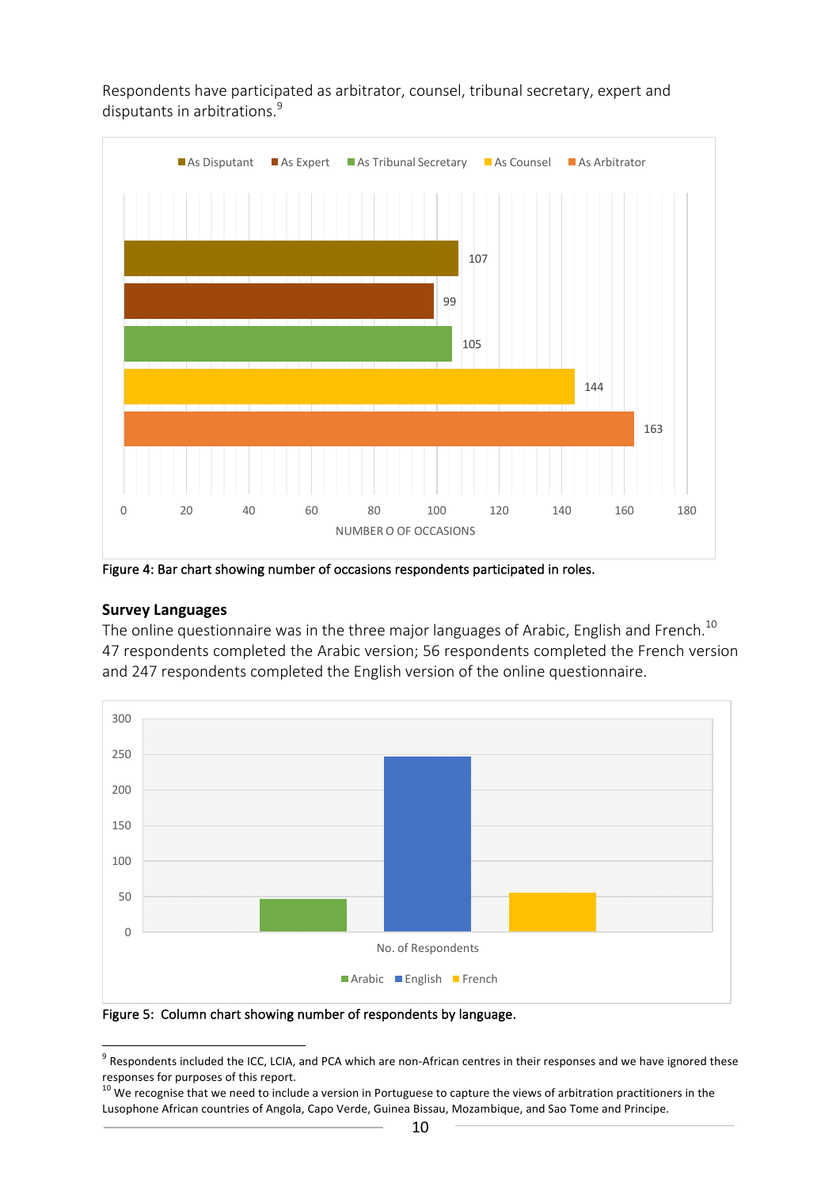Respondents have participated as arbitrator, counsel, tribunal secretary, expert and disputants in arbitrations.[9]

| Role | Number of occasions |
|---|---|
| As Disputant | 107 |
| As Expert | 99 |
| As Tribunal Secretary | 105 |
| As Counsel | 144 |
| As Arbitrator | 163 |

Figure 4: Bar chart showing number of occasions respondents participated in roles.

**Survey Languages**

The online questionnaire was in the three major languages of Arabic, English and French.[10] 47 respondents completed the Arabic version; 56 respondents completed the French version and 247 respondents completed the English version of the online questionnaire.

Figure 5: Column chart showing number of respondents by language.

---

[9] Respondents included the ICC, LCIA, and PCA which are non-African centres in their responses and we have ignored these responses for purposes of this report.

[10] We recognise that we need to include a version in Portuguese to capture the views of arbitration practitioners in the Lusophone African countries of Angola, Capo Verde, Guinea Bissau, Mozambique, and Sao Tome and Principe.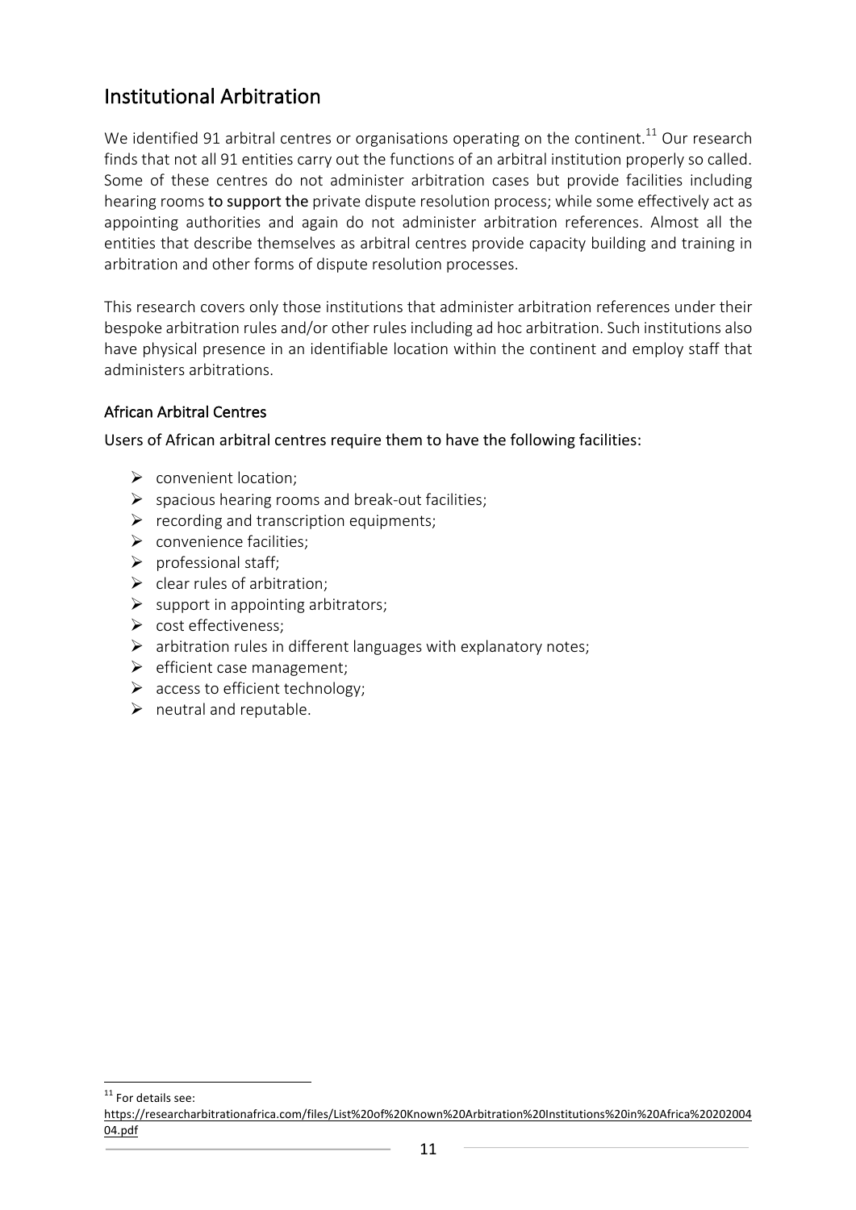## Institutional Arbitration

We identified 91 arbitral centres or organisations operating on the continent.[11] Our research finds that not all 91 entities carry out the functions of an arbitral institution properly so called. Some of these centres do not administer arbitration cases but provide facilities including hearing rooms to support the private dispute resolution process; while some effectively act as appointing authorities and again do not administer arbitration references. Almost all the entities that describe themselves as arbitral centres provide capacity building and training in arbitration and other forms of dispute resolution processes.

This research covers only those institutions that administer arbitration references under their bespoke arbitration rules and/or other rules including ad hoc arbitration. Such institutions also have physical presence in an identifiable location within the continent and employ staff that administers arbitrations.

### African Arbitral Centres

Users of African arbitral centres require them to have the following facilities:

- convenient location;
- spacious hearing rooms and break-out facilities;
- recording and transcription equipments;
- convenience facilities;
- professional staff;
- clear rules of arbitration;
- support in appointing arbitrators;
- cost effectiveness;
- arbitration rules in different languages with explanatory notes;
- efficient case management;
- access to efficient technology;
- neutral and reputable.

[11] For details see: https://researcharbitrationafrica.com/files/List%20of%20Known%20Arbitration%20Institutions%20in%20Africa%20202004 04.pdf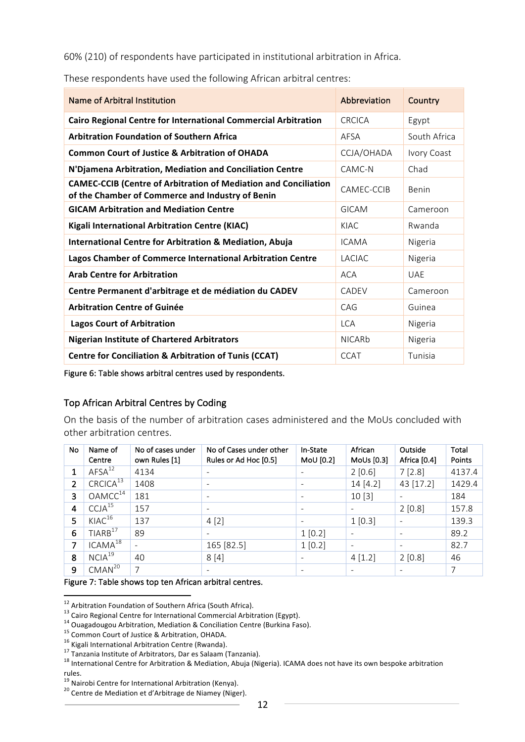60% (210) of respondents have participated in institutional arbitration in Africa.

These respondents have used the following African arbitral centres:

| Name of Arbitral Institution | Abbreviation | Country |
|---|---|---|
| **Cairo Regional Centre for International Commercial Arbitration** | CRCICA | Egypt |
| **Arbitration Foundation of Southern Africa** | AFSA | South Africa |
| **Common Court of Justice & Arbitration of OHADA** | CCJA/OHADA | Ivory Coast |
| **N'Djamena Arbitration, Mediation and Conciliation Centre** | CAMC-N | Chad |
| **CAMEC-CCIB (Centre of Arbitration of Mediation and Conciliation of the Chamber of Commerce and Industry of Benin** | CAMEC-CCIB | Benin |
| **GICAM Arbitration and Mediation Centre** | GICAM | Cameroon |
| **Kigali International Arbitration Centre (KIAC)** | KIAC | Rwanda |
| **International Centre for Arbitration & Mediation, Abuja** | ICAMA | Nigeria |
| **Lagos Chamber of Commerce International Arbitration Centre** | LACIAC | Nigeria |
| **Arab Centre for Arbitration** | ACA | UAE |
| **Centre Permanent d'arbitrage et de médiation du CADEV** | CADEV | Cameroon |
| **Arbitration Centre of Guinée** | CAG | Guinea |
| **Lagos Court of Arbitration** | LCA | Nigeria |
| **Nigerian Institute of Chartered Arbitrators** | NICARb | Nigeria |
| **Centre for Conciliation & Arbitration of Tunis (CCAT)** | CCAT | Tunisia |

Figure 6: Table shows arbitral centres used by respondents.

## Top African Arbitral Centres by Coding

On the basis of the number of arbitration cases administered and the MoUs concluded with other arbitration centres.

| No | Name of Centre | No of cases under own Rules [1] | No of Cases under other Rules or Ad Hoc [0.5] | In-State MoU [0.2] | African MoUs [0.3] | Outside Africa [0.4] | Total Points |
|---|---|---|---|---|---|---|---|
| 1 | AFSA[12] | 4134 | - | - | 2 [0.6] | 7 [2.8] | 4137.4 |
| 2 | CRCICA[13] | 1408 | - | - | 14 [4.2] | 43 [17.2] | 1429.4 |
| 3 | OAMCC[14] | 181 | - | - | 10 [3] | - | 184 |
| 4 | CCJA[15] | 157 | - | - | - | 2 [0.8] | 157.8 |
| 5 | KIAC[16] | 137 | 4 [2] | - | 1 [0.3] | - | 139.3 |
| 6 | TIARB[17] | 89 | - | 1 [0.2] | - | - | 89.2 |
| 7 | ICAMA[18] | - | 165 [82.5] | 1 [0.2] | - | - | 82.7 |
| 8 | NCIA[19] | 40 | 8 [4] | - | 4 [1.2] | 2 [0.8] | 46 |
| 9 | CMAN[20] | 7 | - | - | - | - | 7 |

Figure 7: Table shows top ten African arbitral centres.

[12] Arbitration Foundation of Southern Africa (South Africa).

[13] Cairo Regional Centre for International Commercial Arbitration (Egypt).

[14] Ouagadougou Arbitration, Mediation & Conciliation Centre (Burkina Faso).

[15] Common Court of Justice & Arbitration, OHADA.

[16] Kigali International Arbitration Centre (Rwanda).

[17] Tanzania Institute of Arbitrators, Dar es Salaam (Tanzania).

[18] International Centre for Arbitration & Mediation, Abuja (Nigeria). ICAMA does not have its own bespoke arbitration rules.

[19] Nairobi Centre for International Arbitration (Kenya).

[20] Centre de Mediation et d'Arbitrage de Niamey (Niger).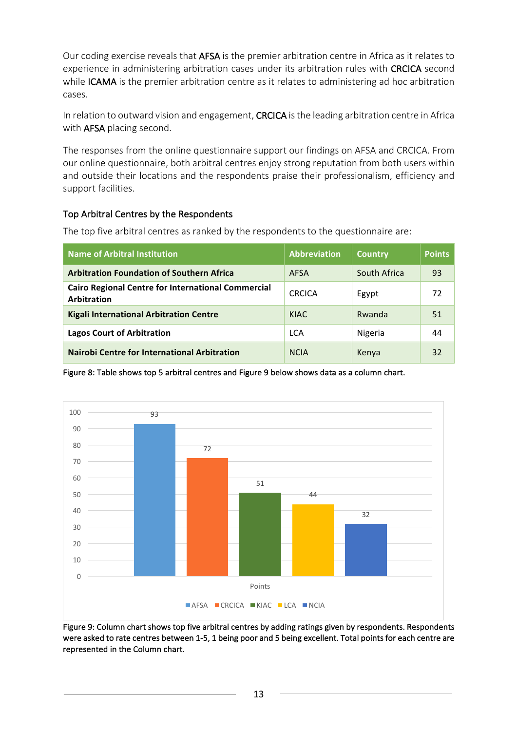Our coding exercise reveals that AFSA is the premier arbitration centre in Africa as it relates to experience in administering arbitration cases under its arbitration rules with CRCICA second while ICAMA is the premier arbitration centre as it relates to administering ad hoc arbitration cases.

In relation to outward vision and engagement, CRCICA is the leading arbitration centre in Africa with AFSA placing second.

The responses from the online questionnaire support our findings on AFSA and CRCICA. From our online questionnaire, both arbitral centres enjoy strong reputation from both users within and outside their locations and the respondents praise their professionalism, efficiency and support facilities.

### Top Arbitral Centres by the Respondents

The top five arbitral centres as ranked by the respondents to the questionnaire are:

| Name of Arbitral Institution | Abbreviation | Country | Points |
|---|---|---|---|
| **Arbitration Foundation of Southern Africa** | AFSA | South Africa | 93 |
| **Cairo Regional Centre for International Commercial Arbitration** | CRCICA | Egypt | 72 |
| **Kigali International Arbitration Centre** | KIAC | Rwanda | 51 |
| **Lagos Court of Arbitration** | LCA | Nigeria | 44 |
| **Nairobi Centre for International Arbitration** | NCIA | Kenya | 32 |

Figure 8: Table shows top 5 arbitral centres and Figure 9 below shows data as a column chart.

| Points | AFSA | CRCICA | KIAC | LCA | NCIA |
|---|---|---|---|---|---|
| Points | 93 | 72 | 51 | 44 | 32 |

Figure 9: Column chart shows top five arbitral centres by adding ratings given by respondents. Respondents were asked to rate centres between 1-5, 1 being poor and 5 being excellent. Total points for each centre are represented in the Column chart.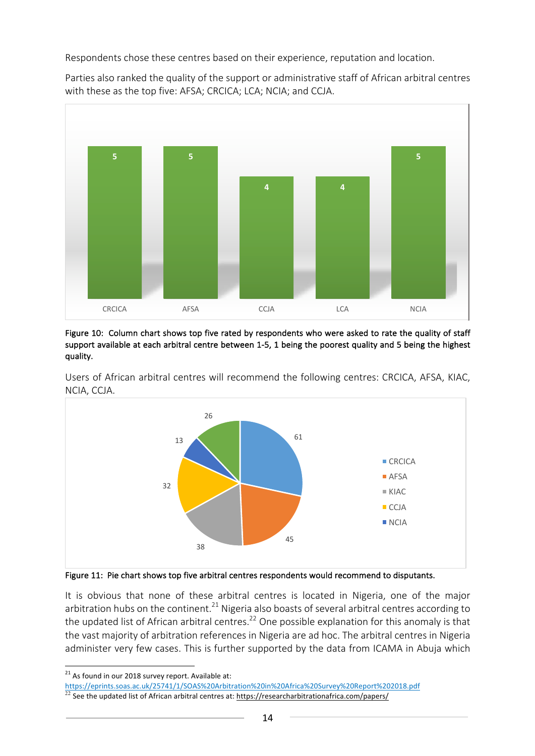Respondents chose these centres based on their experience, reputation and location.

Parties also ranked the quality of the support or administrative staff of African arbitral centres with these as the top five: AFSA; CRCICA; LCA; NCIA; and CCJA.

**Figure 10: Column chart shows top five rated by respondents who were asked to rate the quality of staff support available at each arbitral centre between 1-5, 1 being the poorest quality and 5 being the highest quality.**

Users of African arbitral centres will recommend the following centres: CRCICA, AFSA, KIAC, NCIA, CCJA.

**Figure 11: Pie chart shows top five arbitral centres respondents would recommend to disputants.**

It is obvious that none of these arbitral centres is located in Nigeria, one of the major arbitration hubs on the continent.[21] Nigeria also boasts of several arbitral centres according to the updated list of African arbitral centres.[22] One possible explanation for this anomaly is that the vast majority of arbitration references in Nigeria are ad hoc. The arbitral centres in Nigeria administer very few cases. This is further supported by the data from ICAMA in Abuja which

[21] As found in our 2018 survey report. Available at: https://eprints.soas.ac.uk/25741/1/SOAS%20Arbitration%20in%20Africa%20Survey%20Report%202018.pdf

[22] See the updated list of African arbitral centres at: https://researcharbitrationafrica.com/papers/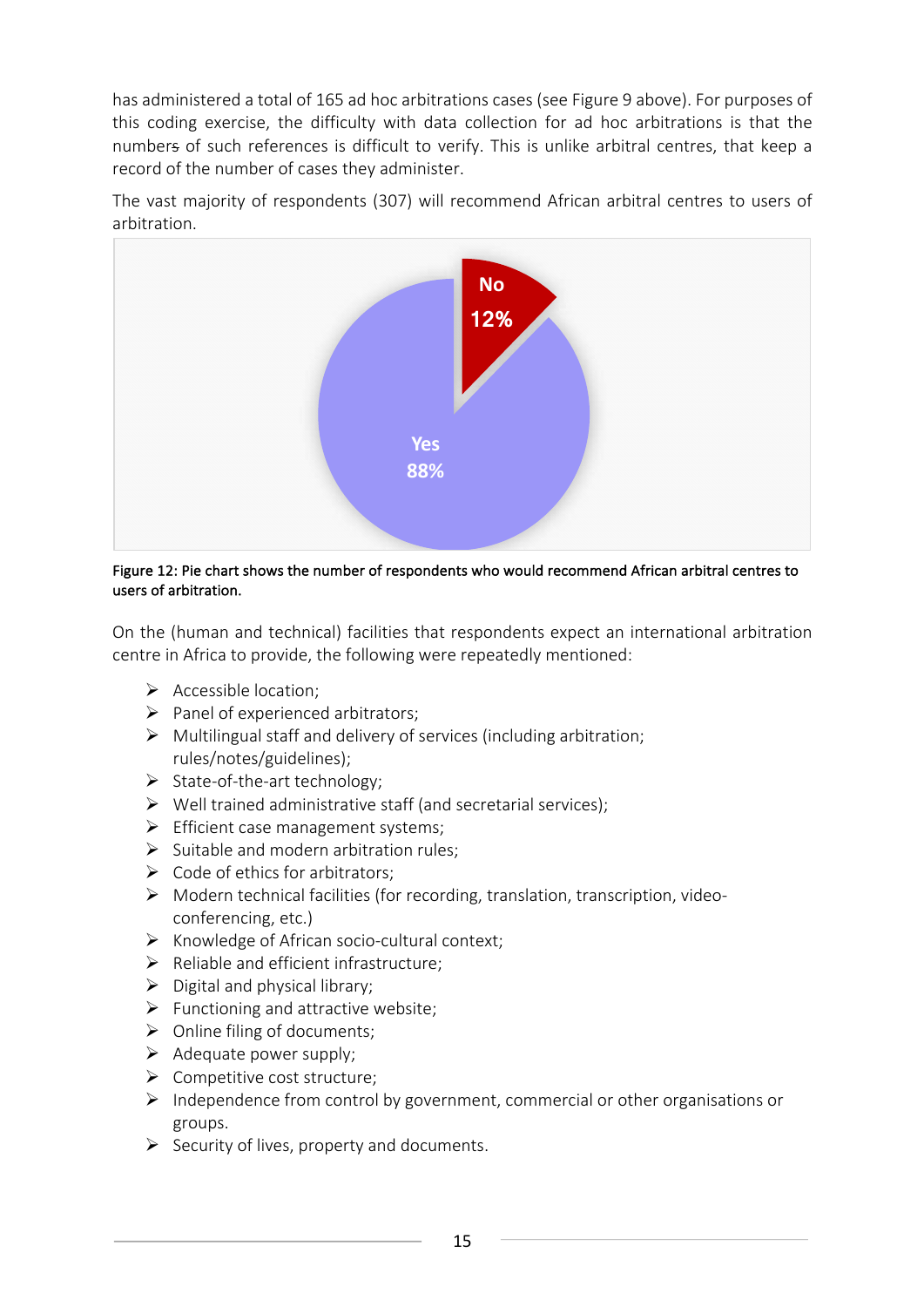has administered a total of 165 ad hoc arbitrations cases (see Figure 9 above). For purposes of this coding exercise, the difficulty with data collection for ad hoc arbitrations is that the numbers of such references is difficult to verify. This is unlike arbitral centres, that keep a record of the number of cases they administer.

The vast majority of respondents (307) will recommend African arbitral centres to users of arbitration.

**Figure 12: Pie chart shows the number of respondents who would recommend African arbitral centres to users of arbitration.**

On the (human and technical) facilities that respondents expect an international arbitration centre in Africa to provide, the following were repeatedly mentioned:

- Accessible location;
- Panel of experienced arbitrators;
- Multilingual staff and delivery of services (including arbitration; rules/notes/guidelines);
- State-of-the-art technology;
- Well trained administrative staff (and secretarial services);
- Efficient case management systems;
- Suitable and modern arbitration rules;
- Code of ethics for arbitrators;
- Modern technical facilities (for recording, translation, transcription, video-conferencing, etc.)
- Knowledge of African socio-cultural context;
- Reliable and efficient infrastructure;
- Digital and physical library;
- Functioning and attractive website;
- Online filing of documents;
- Adequate power supply;
- Competitive cost structure;
- Independence from control by government, commercial or other organisations or groups.
- Security of lives, property and documents.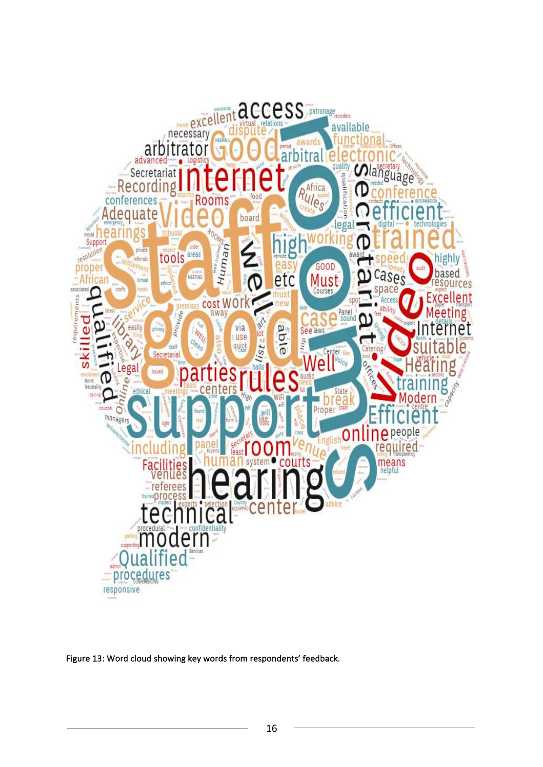Figure 13: Word cloud showing key words from respondents' feedback.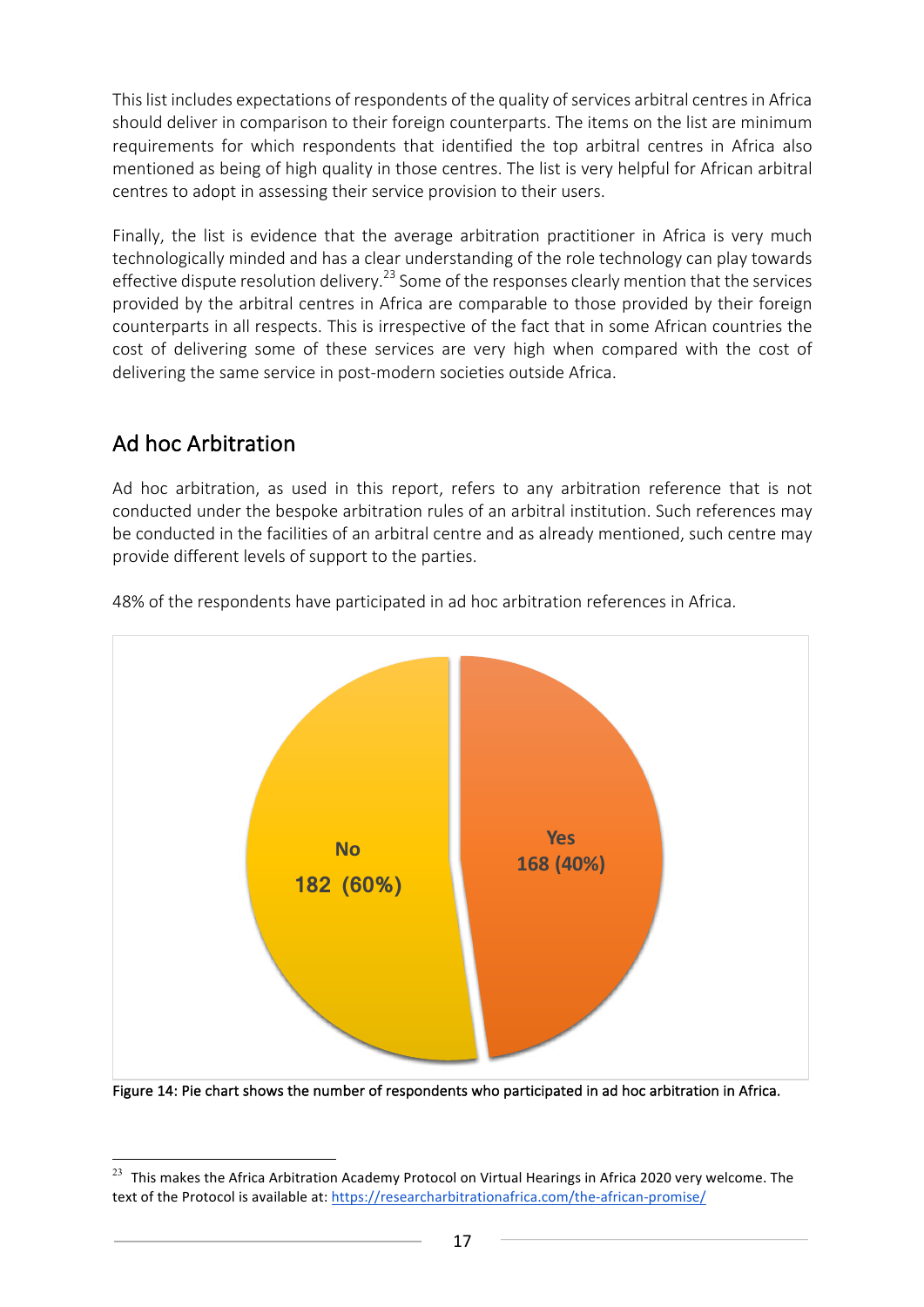This list includes expectations of respondents of the quality of services arbitral centres in Africa should deliver in comparison to their foreign counterparts. The items on the list are minimum requirements for which respondents that identified the top arbitral centres in Africa also mentioned as being of high quality in those centres. The list is very helpful for African arbitral centres to adopt in assessing their service provision to their users.

Finally, the list is evidence that the average arbitration practitioner in Africa is very much technologically minded and has a clear understanding of the role technology can play towards effective dispute resolution delivery.[23] Some of the responses clearly mention that the services provided by the arbitral centres in Africa are comparable to those provided by their foreign counterparts in all respects. This is irrespective of the fact that in some African countries the cost of delivering some of these services are very high when compared with the cost of delivering the same service in post-modern societies outside Africa.

## Ad hoc Arbitration

Ad hoc arbitration, as used in this report, refers to any arbitration reference that is not conducted under the bespoke arbitration rules of an arbitral institution. Such references may be conducted in the facilities of an arbitral centre and as already mentioned, such centre may provide different levels of support to the parties.

48% of the respondents have participated in ad hoc arbitration references in Africa.

No 182 (60%)

Yes 168 (40%)

Figure 14: Pie chart shows the number of respondents who participated in ad hoc arbitration in Africa.

[23] This makes the Africa Arbitration Academy Protocol on Virtual Hearings in Africa 2020 very welcome. The text of the Protocol is available at: https://researcharbitrationafrica.com/the-african-promise/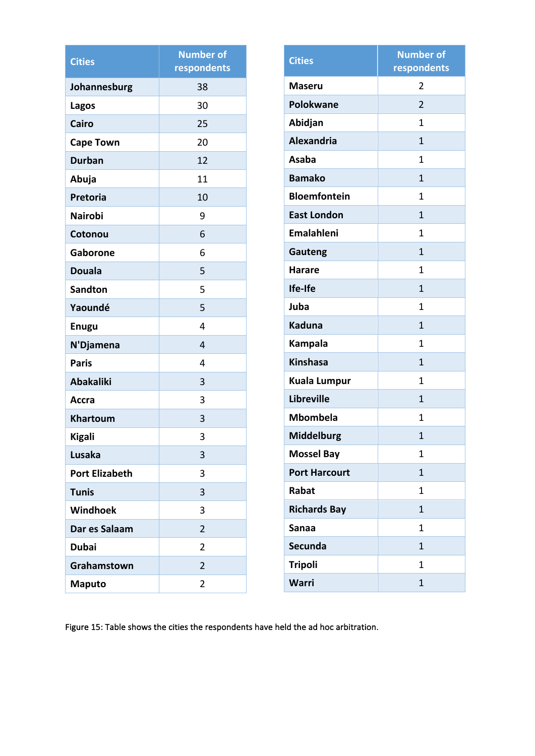| Cities | Number of respondents |
|---|---|
| Johannesburg | 38 |
| Lagos | 30 |
| Cairo | 25 |
| Cape Town | 20 |
| Durban | 12 |
| Abuja | 11 |
| Pretoria | 10 |
| Nairobi | 9 |
| Cotonou | 6 |
| Gaborone | 6 |
| Douala | 5 |
| Sandton | 5 |
| Yaoundé | 5 |
| Enugu | 4 |
| N'Djamena | 4 |
| Paris | 4 |
| Abakaliki | 3 |
| Accra | 3 |
| Khartoum | 3 |
| Kigali | 3 |
| Lusaka | 3 |
| Port Elizabeth | 3 |
| Tunis | 3 |
| Windhoek | 3 |
| Dar es Salaam | 2 |
| Dubai | 2 |
| Grahamstown | 2 |
| Maputo | 2 |

| Cities | Number of respondents |
|---|---|
| Maseru | 2 |
| Polokwane | 2 |
| Abidjan | 1 |
| Alexandria | 1 |
| Asaba | 1 |
| Bamako | 1 |
| Bloemfontein | 1 |
| East London | 1 |
| Emalahleni | 1 |
| Gauteng | 1 |
| Harare | 1 |
| Ife-Ife | 1 |
| Juba | 1 |
| Kaduna | 1 |
| Kampala | 1 |
| Kinshasa | 1 |
| Kuala Lumpur | 1 |
| Libreville | 1 |
| Mbombela | 1 |
| Middelburg | 1 |
| Mossel Bay | 1 |
| Port Harcourt | 1 |
| Rabat | 1 |
| Richards Bay | 1 |
| Sanaa | 1 |
| Secunda | 1 |
| Tripoli | 1 |
| Warri | 1 |

Figure 15: Table shows the cities the respondents have held the ad hoc arbitration.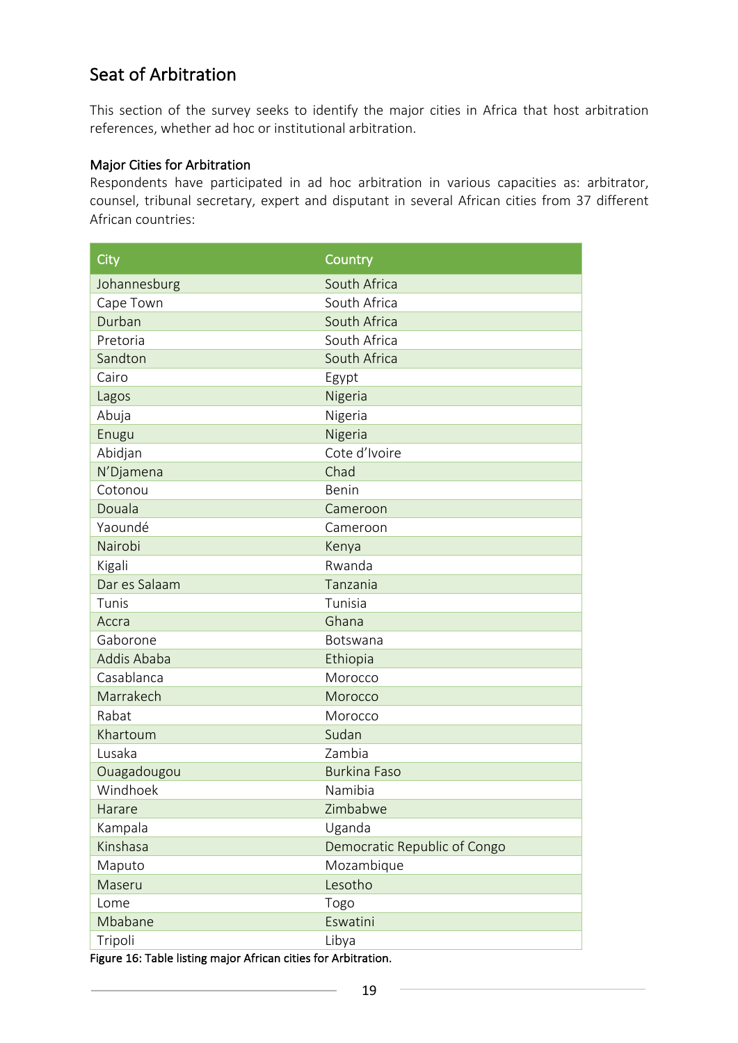## Seat of Arbitration

This section of the survey seeks to identify the major cities in Africa that host arbitration references, whether ad hoc or institutional arbitration.

### Major Cities for Arbitration

Respondents have participated in ad hoc arbitration in various capacities as: arbitrator, counsel, tribunal secretary, expert and disputant in several African cities from 37 different African countries:

| City | Country |
|---|---|
| Johannesburg | South Africa |
| Cape Town | South Africa |
| Durban | South Africa |
| Pretoria | South Africa |
| Sandton | South Africa |
| Cairo | Egypt |
| Lagos | Nigeria |
| Abuja | Nigeria |
| Enugu | Nigeria |
| Abidjan | Cote d'Ivoire |
| N'Djamena | Chad |
| Cotonou | Benin |
| Douala | Cameroon |
| Yaoundé | Cameroon |
| Nairobi | Kenya |
| Kigali | Rwanda |
| Dar es Salaam | Tanzania |
| Tunis | Tunisia |
| Accra | Ghana |
| Gaborone | Botswana |
| Addis Ababa | Ethiopia |
| Casablanca | Morocco |
| Marrakech | Morocco |
| Rabat | Morocco |
| Khartoum | Sudan |
| Lusaka | Zambia |
| Ouagadougou | Burkina Faso |
| Windhoek | Namibia |
| Harare | Zimbabwe |
| Kampala | Uganda |
| Kinshasa | Democratic Republic of Congo |
| Maputo | Mozambique |
| Maseru | Lesotho |
| Lome | Togo |
| Mbabane | Eswatini |
| Tripoli | Libya |

Figure 16: Table listing major African cities for Arbitration.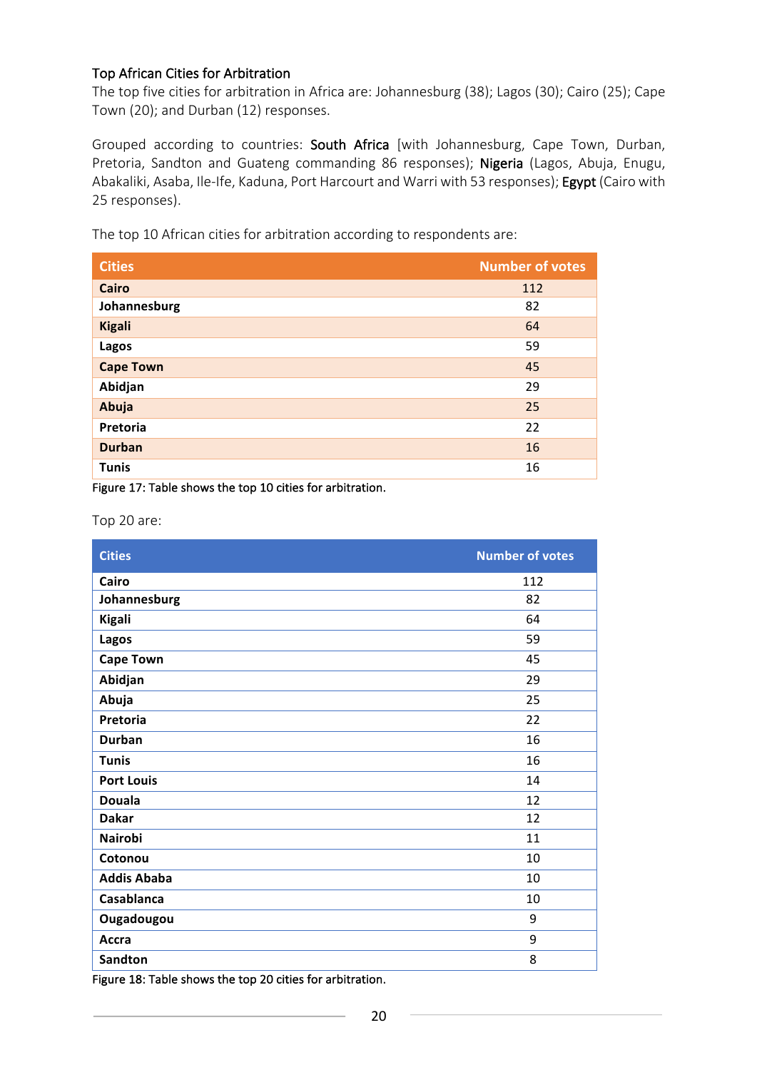### Top African Cities for Arbitration

The top five cities for arbitration in Africa are: Johannesburg (38); Lagos (30); Cairo (25); Cape Town (20); and Durban (12) responses.

Grouped according to countries: South Africa [with Johannesburg, Cape Town, Durban, Pretoria, Sandton and Guateng commanding 86 responses); Nigeria (Lagos, Abuja, Enugu, Abakaliki, Asaba, Ile-Ife, Kaduna, Port Harcourt and Warri with 53 responses); Egypt (Cairo with 25 responses).

The top 10 African cities for arbitration according to respondents are:

| Cities | Number of votes |
|---|---|
| Cairo | 112 |
| Johannesburg | 82 |
| Kigali | 64 |
| Lagos | 59 |
| Cape Town | 45 |
| Abidjan | 29 |
| Abuja | 25 |
| Pretoria | 22 |
| Durban | 16 |
| Tunis | 16 |

Figure 17: Table shows the top 10 cities for arbitration.

Top 20 are:

| Cities | Number of votes |
|---|---|
| Cairo | 112 |
| Johannesburg | 82 |
| Kigali | 64 |
| Lagos | 59 |
| Cape Town | 45 |
| Abidjan | 29 |
| Abuja | 25 |
| Pretoria | 22 |
| Durban | 16 |
| Tunis | 16 |
| Port Louis | 14 |
| Douala | 12 |
| Dakar | 12 |
| Nairobi | 11 |
| Cotonou | 10 |
| Addis Ababa | 10 |
| Casablanca | 10 |
| Ougadougou | 9 |
| Accra | 9 |
| Sandton | 8 |

Figure 18: Table shows the top 20 cities for arbitration.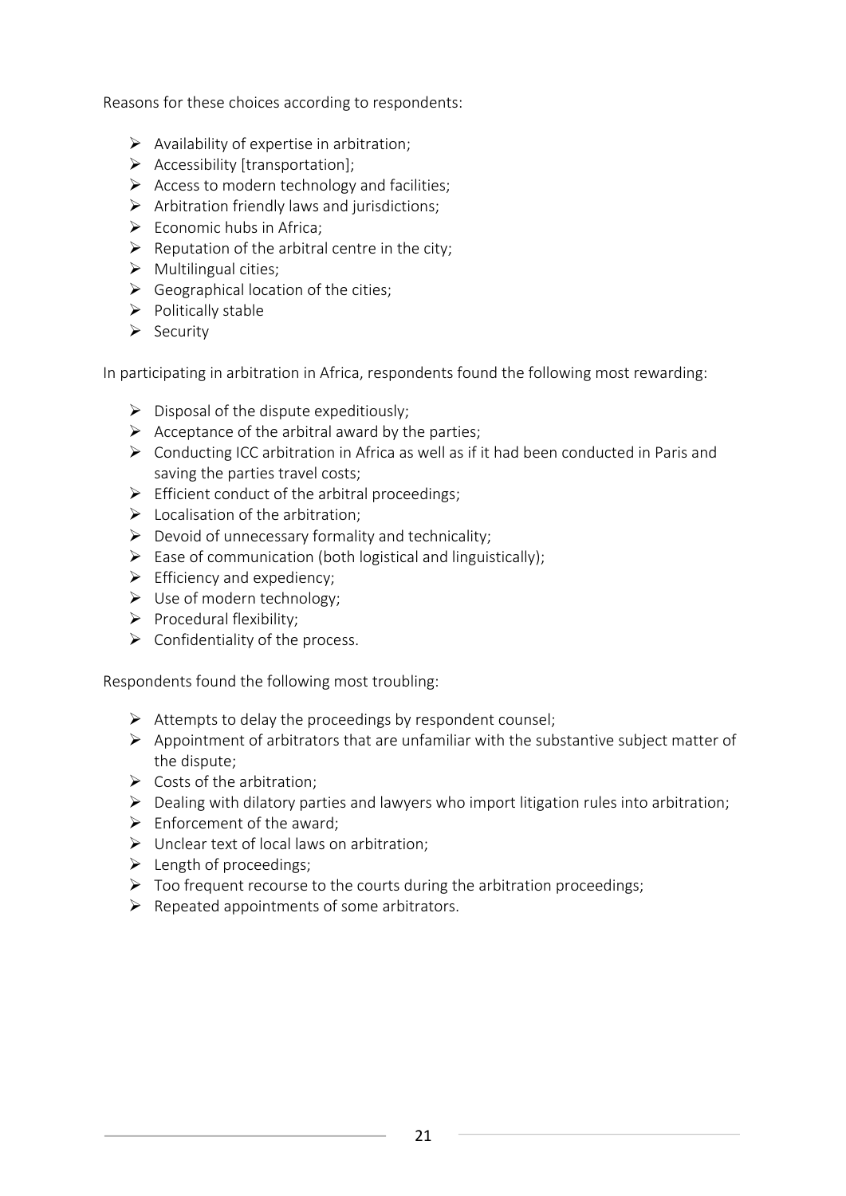Reasons for these choices according to respondents:

- Availability of expertise in arbitration;
- Accessibility [transportation];
- Access to modern technology and facilities;
- Arbitration friendly laws and jurisdictions;
- Economic hubs in Africa;
- Reputation of the arbitral centre in the city;
- Multilingual cities;
- Geographical location of the cities;
- Politically stable
- Security

In participating in arbitration in Africa, respondents found the following most rewarding:

- Disposal of the dispute expeditiously;
- Acceptance of the arbitral award by the parties;
- Conducting ICC arbitration in Africa as well as if it had been conducted in Paris and saving the parties travel costs;
- Efficient conduct of the arbitral proceedings;
- Localisation of the arbitration;
- Devoid of unnecessary formality and technicality;
- Ease of communication (both logistical and linguistically);
- Efficiency and expediency;
- Use of modern technology;
- Procedural flexibility;
- Confidentiality of the process.

Respondents found the following most troubling:

- Attempts to delay the proceedings by respondent counsel;
- Appointment of arbitrators that are unfamiliar with the substantive subject matter of the dispute;
- Costs of the arbitration;
- Dealing with dilatory parties and lawyers who import litigation rules into arbitration;
- Enforcement of the award;
- Unclear text of local laws on arbitration;
- Length of proceedings;
- Too frequent recourse to the courts during the arbitration proceedings;
- Repeated appointments of some arbitrators.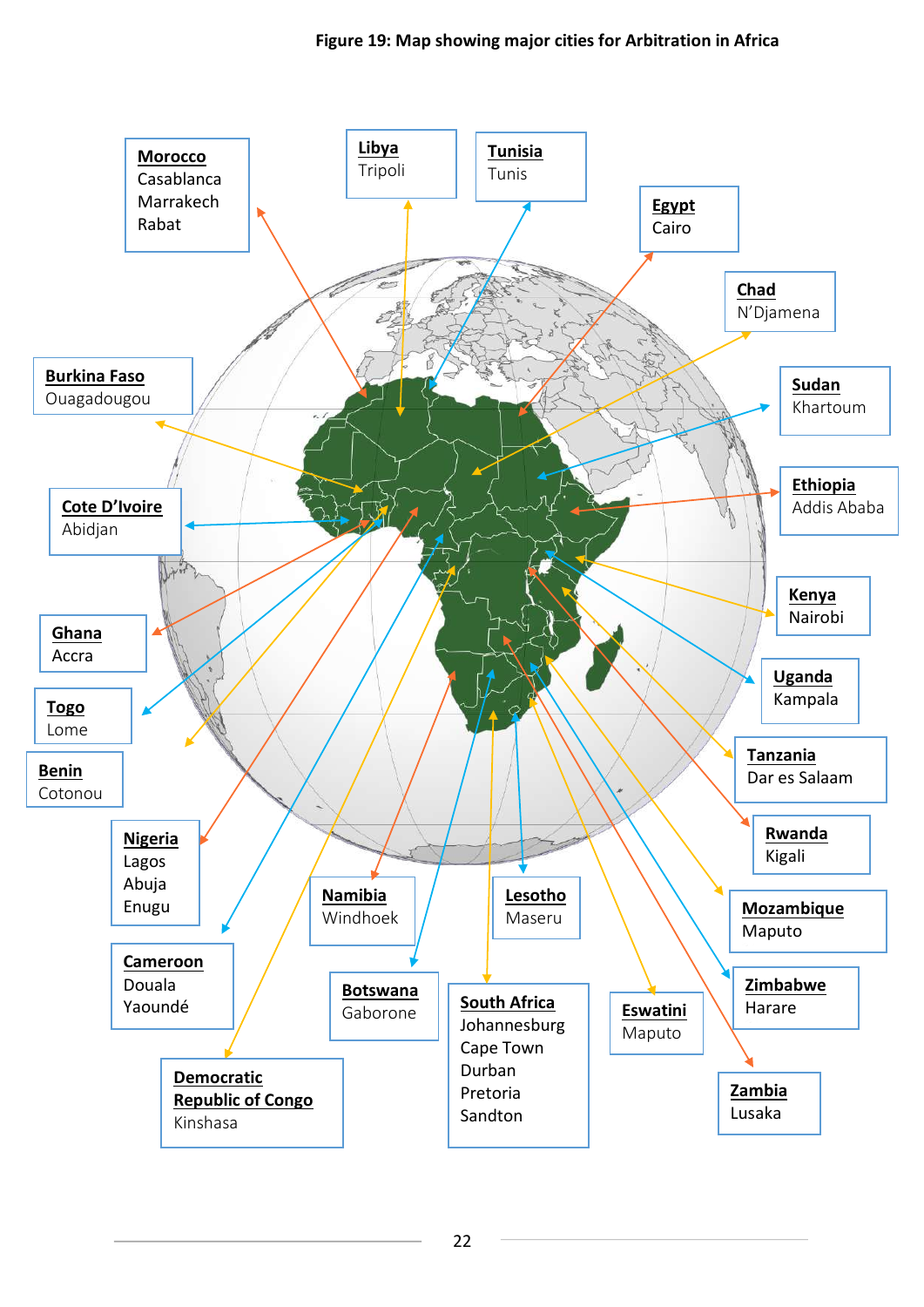**Figure 19: Map showing major cities for Arbitration in Africa**

**Morocco**
Casablanca
Marrakech
Rabat

**Libya**
Tripoli

**Tunisia**
Tunis

**Egypt**
Cairo

**Chad**
N'Djamena

**Sudan**
Khartoum

**Burkina Faso**
Ouagadougou

**Ethiopia**
Addis Ababa

**Cote D'Ivoire**
Abidjan

**Kenya**
Nairobi

**Ghana**
Accra

**Uganda**
Kampala

**Togo**
Lome

**Tanzania**
Dar es Salaam

**Benin**
Cotonou

**Rwanda**
Kigali

**Nigeria**
Lagos
Abuja
Enugu

**Namibia**
Windhoek

**Lesotho**
Maseru

**Mozambique**
Maputo

**Cameroon**
Douala
Yaoundé

**Botswana**
Gaborone

**South Africa**
Johannesburg
Cape Town
Durban
Pretoria
Sandton

**Eswatini**
Maputo

**Zimbabwe**
Harare

**Zambia**
Lusaka

**Democratic Republic of Congo**
Kinshasa